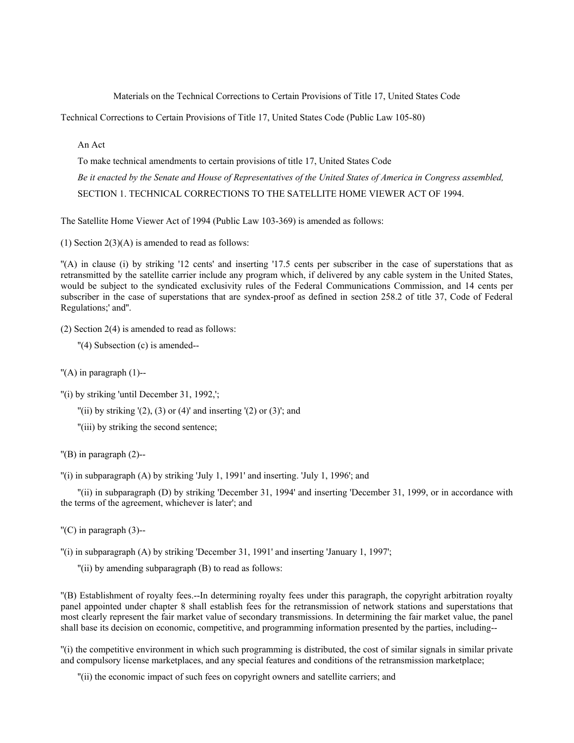Materials on the Technical Corrections to Certain Provisions of Title 17, United States Code

Technical Corrections to Certain Provisions of Title 17, United States Code (Public Law 105-80)

An Act

To make technical amendments to certain provisions of title 17, United States Code

*Be it enacted by the Senate and House of Representatives of the United States of America in Congress assembled,*

SECTION 1. TECHNICAL CORRECTIONS TO THE SATELLITE HOME VIEWER ACT OF 1994.

The Satellite Home Viewer Act of 1994 (Public Law 103-369) is amended as follows:

(1) Section 2(3)(A) is amended to read as follows:

"(A) in clause (i) by striking '12 cents' and inserting '17.5 cents per subscriber in the case of superstations that as retransmitted by the satellite carrier include any program which, if delivered by any cable system in the United States, would be subject to the syndicated exclusivity rules of the Federal Communications Commission, and 14 cents per subscriber in the case of superstations that are syndex-proof as defined in section 258.2 of title 37, Code of Federal Regulations;' and".

(2) Section 2(4) is amended to read as follows:

"(4) Subsection (c) is amended--

"(A) in paragraph (1)--

"(i) by striking 'until December 31, 1992,';

"(ii) by striking '(2), (3) or (4)' and inserting '(2) or (3)'; and

"(iii) by striking the second sentence;

"(B) in paragraph (2)--

"(i) in subparagraph (A) by striking 'July 1, 1991' and inserting. 'July 1, 1996'; and

"(ii) in subparagraph (D) by striking 'December 31, 1994' and inserting 'December 31, 1999, or in accordance with the terms of the agreement, whichever is later'; and

"(C) in paragraph (3)--

"(i) in subparagraph (A) by striking 'December 31, 1991' and inserting 'January 1, 1997';

"(ii) by amending subparagraph (B) to read as follows:

"(B) Establishment of royalty fees.--In determining royalty fees under this paragraph, the copyright arbitration royalty panel appointed under chapter 8 shall establish fees for the retransmission of network stations and superstations that most clearly represent the fair market value of secondary transmissions. In determining the fair market value, the panel shall base its decision on economic, competitive, and programming information presented by the parties, including--

"(i) the competitive environment in which such programming is distributed, the cost of similar signals in similar private and compulsory license marketplaces, and any special features and conditions of the retransmission marketplace;

"(ii) the economic impact of such fees on copyright owners and satellite carriers; and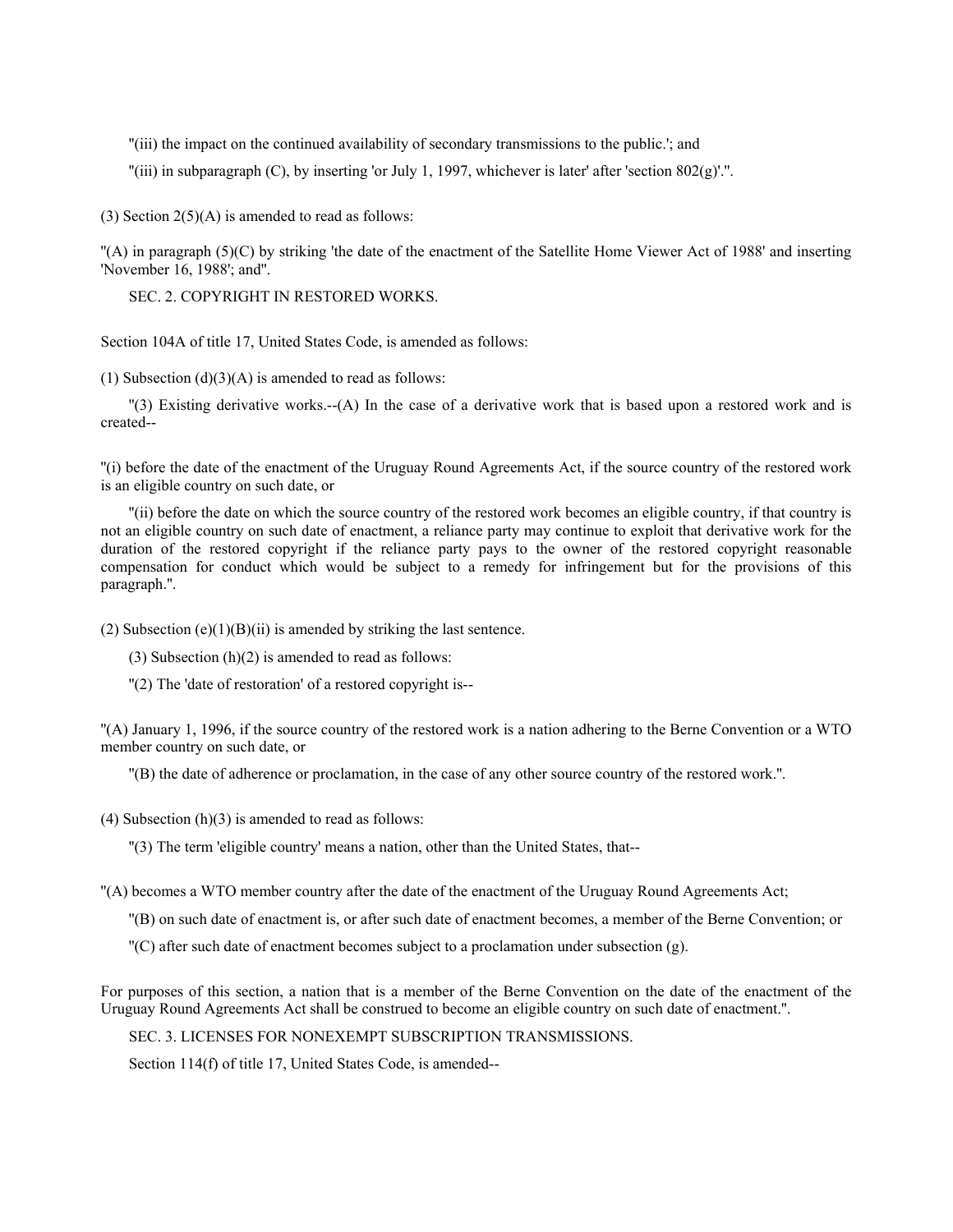"(iii) the impact on the continued availability of secondary transmissions to the public.'; and

"(iii) in subparagraph (C), by inserting 'or July 1, 1997, whichever is later' after 'section 802(g)'.".

(3) Section 2(5)(A) is amended to read as follows:

"(A) in paragraph (5)(C) by striking 'the date of the enactment of the Satellite Home Viewer Act of 1988' and inserting 'November 16, 1988'; and".

SEC. 2. COPYRIGHT IN RESTORED WORKS.

Section 104A of title 17, United States Code, is amended as follows:

(1) Subsection (d)(3)(A) is amended to read as follows:

"(3) Existing derivative works.--(A) In the case of a derivative work that is based upon a restored work and is created--

"(i) before the date of the enactment of the Uruguay Round Agreements Act, if the source country of the restored work is an eligible country on such date, or

"(ii) before the date on which the source country of the restored work becomes an eligible country, if that country is not an eligible country on such date of enactment, a reliance party may continue to exploit that derivative work for the duration of the restored copyright if the reliance party pays to the owner of the restored copyright reasonable compensation for conduct which would be subject to a remedy for infringement but for the provisions of this paragraph.".

(2) Subsection (e)(1)(B)(ii) is amended by striking the last sentence.

(3) Subsection (h)(2) is amended to read as follows:

"(2) The 'date of restoration' of a restored copyright is--

"(A) January 1, 1996, if the source country of the restored work is a nation adhering to the Berne Convention or a WTO member country on such date, or

"(B) the date of adherence or proclamation, in the case of any other source country of the restored work.".

(4) Subsection (h)(3) is amended to read as follows:

"(3) The term 'eligible country' means a nation, other than the United States, that--

"(A) becomes a WTO member country after the date of the enactment of the Uruguay Round Agreements Act;

"(B) on such date of enactment is, or after such date of enactment becomes, a member of the Berne Convention; or

"(C) after such date of enactment becomes subject to a proclamation under subsection (g).

For purposes of this section, a nation that is a member of the Berne Convention on the date of the enactment of the Uruguay Round Agreements Act shall be construed to become an eligible country on such date of enactment.".

SEC. 3. LICENSES FOR NONEXEMPT SUBSCRIPTION TRANSMISSIONS.

Section 114(f) of title 17, United States Code, is amended--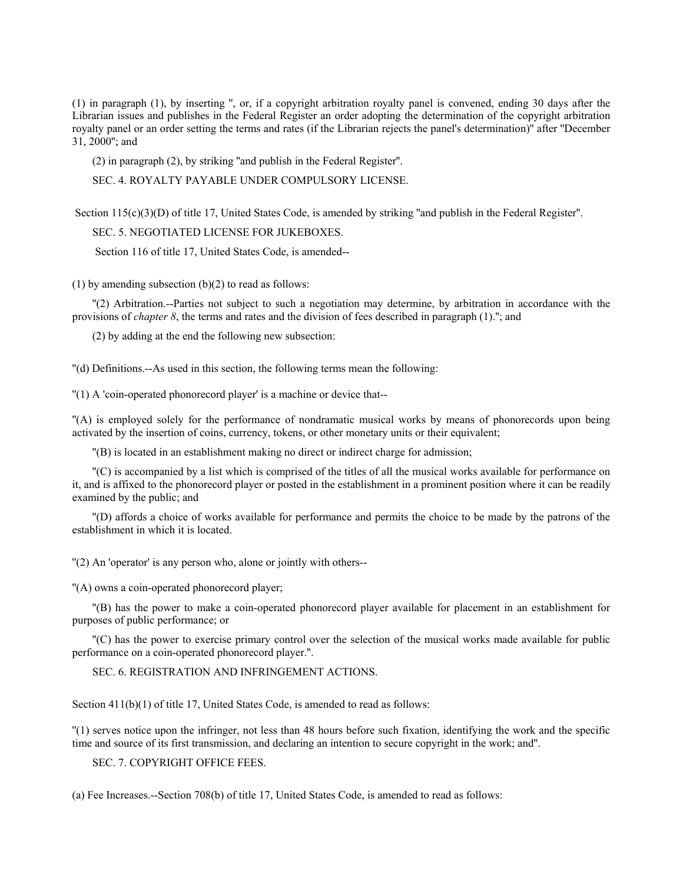(1) in paragraph (1), by inserting ", or, if a copyright arbitration royalty panel is convened, ending 30 days after the Librarian issues and publishes in the Federal Register an order adopting the determination of the copyright arbitration royalty panel or an order setting the terms and rates (if the Librarian rejects the panel's determination)" after "December 31, 2000"; and

(2) in paragraph (2), by striking "and publish in the Federal Register".

SEC. 4. ROYALTY PAYABLE UNDER COMPULSORY LICENSE.

Section 115(c)(3)(D) of title 17, United States Code, is amended by striking "and publish in the Federal Register".

SEC. 5. NEGOTIATED LICENSE FOR JUKEBOXES.

Section 116 of title 17, United States Code, is amended--

(1) by amending subsection (b)(2) to read as follows:

"(2) Arbitration.--Parties not subject to such a negotiation may determine, by arbitration in accordance with the provisions of *chapter 8*, the terms and rates and the division of fees described in paragraph (1)."; and

(2) by adding at the end the following new subsection:

"(d) Definitions.--As used in this section, the following terms mean the following:

"(1) A 'coin-operated phonorecord player' is a machine or device that--

"(A) is employed solely for the performance of nondramatic musical works by means of phonorecords upon being activated by the insertion of coins, currency, tokens, or other monetary units or their equivalent;

"(B) is located in an establishment making no direct or indirect charge for admission;

"(C) is accompanied by a list which is comprised of the titles of all the musical works available for performance on it, and is affixed to the phonorecord player or posted in the establishment in a prominent position where it can be readily examined by the public; and

"(D) affords a choice of works available for performance and permits the choice to be made by the patrons of the establishment in which it is located.

"(2) An 'operator' is any person who, alone or jointly with others--

"(A) owns a coin-operated phonorecord player;

"(B) has the power to make a coin-operated phonorecord player available for placement in an establishment for purposes of public performance; or

"(C) has the power to exercise primary control over the selection of the musical works made available for public performance on a coin-operated phonorecord player.".

SEC. 6. REGISTRATION AND INFRINGEMENT ACTIONS.

Section 411(b)(1) of title 17, United States Code, is amended to read as follows:

"(1) serves notice upon the infringer, not less than 48 hours before such fixation, identifying the work and the specific time and source of its first transmission, and declaring an intention to secure copyright in the work; and".

SEC. 7. COPYRIGHT OFFICE FEES.

(a) Fee Increases.--Section 708(b) of title 17, United States Code, is amended to read as follows: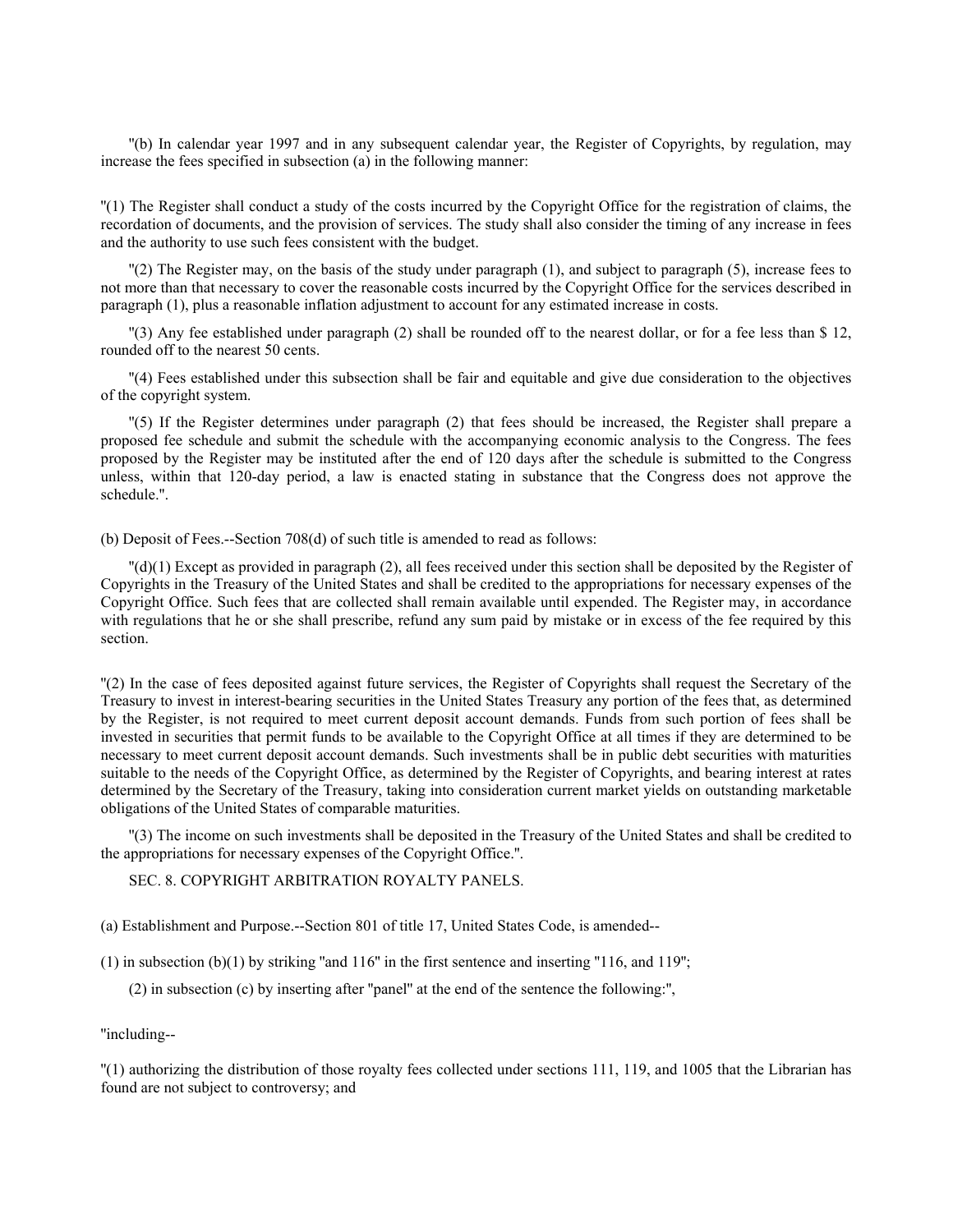"(b) In calendar year 1997 and in any subsequent calendar year, the Register of Copyrights, by regulation, may increase the fees specified in subsection (a) in the following manner:

"(1) The Register shall conduct a study of the costs incurred by the Copyright Office for the registration of claims, the recordation of documents, and the provision of services. The study shall also consider the timing of any increase in fees and the authority to use such fees consistent with the budget.

"(2) The Register may, on the basis of the study under paragraph (1), and subject to paragraph (5), increase fees to not more than that necessary to cover the reasonable costs incurred by the Copyright Office for the services described in paragraph (1), plus a reasonable inflation adjustment to account for any estimated increase in costs.

"(3) Any fee established under paragraph (2) shall be rounded off to the nearest dollar, or for a fee less than $ 12, rounded off to the nearest 50 cents.

"(4) Fees established under this subsection shall be fair and equitable and give due consideration to the objectives of the copyright system.

"(5) If the Register determines under paragraph (2) that fees should be increased, the Register shall prepare a proposed fee schedule and submit the schedule with the accompanying economic analysis to the Congress. The fees proposed by the Register may be instituted after the end of 120 days after the schedule is submitted to the Congress unless, within that 120-day period, a law is enacted stating in substance that the Congress does not approve the schedule.".

(b) Deposit of Fees.--Section 708(d) of such title is amended to read as follows:

"(d)(1) Except as provided in paragraph (2), all fees received under this section shall be deposited by the Register of Copyrights in the Treasury of the United States and shall be credited to the appropriations for necessary expenses of the Copyright Office. Such fees that are collected shall remain available until expended. The Register may, in accordance with regulations that he or she shall prescribe, refund any sum paid by mistake or in excess of the fee required by this section.

"(2) In the case of fees deposited against future services, the Register of Copyrights shall request the Secretary of the Treasury to invest in interest-bearing securities in the United States Treasury any portion of the fees that, as determined by the Register, is not required to meet current deposit account demands. Funds from such portion of fees shall be invested in securities that permit funds to be available to the Copyright Office at all times if they are determined to be necessary to meet current deposit account demands. Such investments shall be in public debt securities with maturities suitable to the needs of the Copyright Office, as determined by the Register of Copyrights, and bearing interest at rates determined by the Secretary of the Treasury, taking into consideration current market yields on outstanding marketable obligations of the United States of comparable maturities.

"(3) The income on such investments shall be deposited in the Treasury of the United States and shall be credited to the appropriations for necessary expenses of the Copyright Office.".

SEC. 8. COPYRIGHT ARBITRATION ROYALTY PANELS.

(a) Establishment and Purpose.--Section 801 of title 17, United States Code, is amended--

(1) in subsection (b)(1) by striking "and 116" in the first sentence and inserting "116, and 119";

(2) in subsection (c) by inserting after "panel" at the end of the sentence the following:",

"including--

"(1) authorizing the distribution of those royalty fees collected under sections 111, 119, and 1005 that the Librarian has found are not subject to controversy; and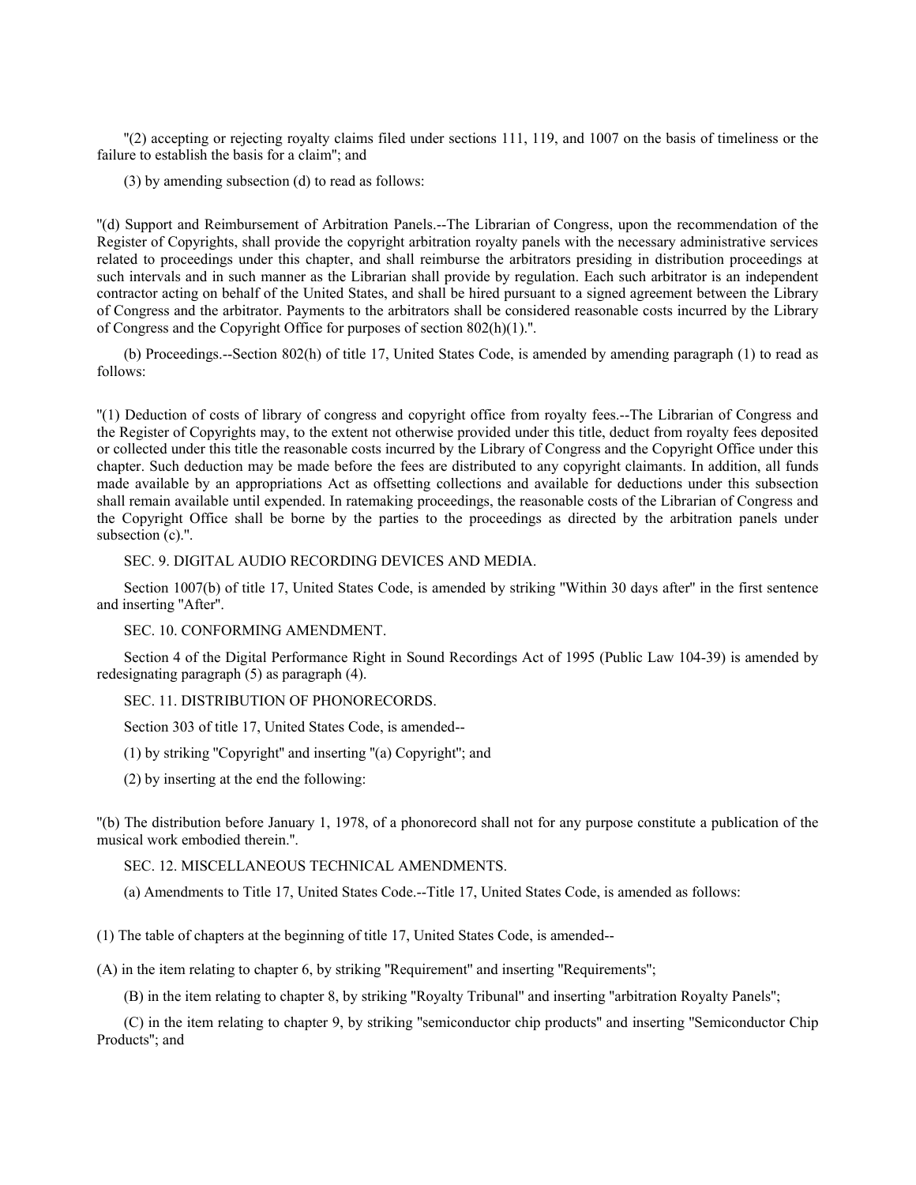"(2) accepting or rejecting royalty claims filed under sections 111, 119, and 1007 on the basis of timeliness or the failure to establish the basis for a claim"; and

(3) by amending subsection (d) to read as follows:

"(d) Support and Reimbursement of Arbitration Panels.--The Librarian of Congress, upon the recommendation of the Register of Copyrights, shall provide the copyright arbitration royalty panels with the necessary administrative services related to proceedings under this chapter, and shall reimburse the arbitrators presiding in distribution proceedings at such intervals and in such manner as the Librarian shall provide by regulation. Each such arbitrator is an independent contractor acting on behalf of the United States, and shall be hired pursuant to a signed agreement between the Library of Congress and the arbitrator. Payments to the arbitrators shall be considered reasonable costs incurred by the Library of Congress and the Copyright Office for purposes of section 802(h)(1).".

(b) Proceedings.--Section 802(h) of title 17, United States Code, is amended by amending paragraph (1) to read as follows:

"(1) Deduction of costs of library of congress and copyright office from royalty fees.--The Librarian of Congress and the Register of Copyrights may, to the extent not otherwise provided under this title, deduct from royalty fees deposited or collected under this title the reasonable costs incurred by the Library of Congress and the Copyright Office under this chapter. Such deduction may be made before the fees are distributed to any copyright claimants. In addition, all funds made available by an appropriations Act as offsetting collections and available for deductions under this subsection shall remain available until expended. In ratemaking proceedings, the reasonable costs of the Librarian of Congress and the Copyright Office shall be borne by the parties to the proceedings as directed by the arbitration panels under subsection (c).".

SEC. 9. DIGITAL AUDIO RECORDING DEVICES AND MEDIA.

Section 1007(b) of title 17, United States Code, is amended by striking "Within 30 days after" in the first sentence and inserting "After".

SEC. 10. CONFORMING AMENDMENT.

Section 4 of the Digital Performance Right in Sound Recordings Act of 1995 (Public Law 104-39) is amended by redesignating paragraph (5) as paragraph (4).

SEC. 11. DISTRIBUTION OF PHONORECORDS.

Section 303 of title 17, United States Code, is amended--

(1) by striking "Copyright" and inserting "(a) Copyright"; and

(2) by inserting at the end the following:

"(b) The distribution before January 1, 1978, of a phonorecord shall not for any purpose constitute a publication of the musical work embodied therein.".

SEC. 12. MISCELLANEOUS TECHNICAL AMENDMENTS.

(a) Amendments to Title 17, United States Code.--Title 17, United States Code, is amended as follows:

(1) The table of chapters at the beginning of title 17, United States Code, is amended--

(A) in the item relating to chapter 6, by striking "Requirement" and inserting "Requirements";

(B) in the item relating to chapter 8, by striking "Royalty Tribunal" and inserting "arbitration Royalty Panels";

(C) in the item relating to chapter 9, by striking "semiconductor chip products" and inserting "Semiconductor Chip Products"; and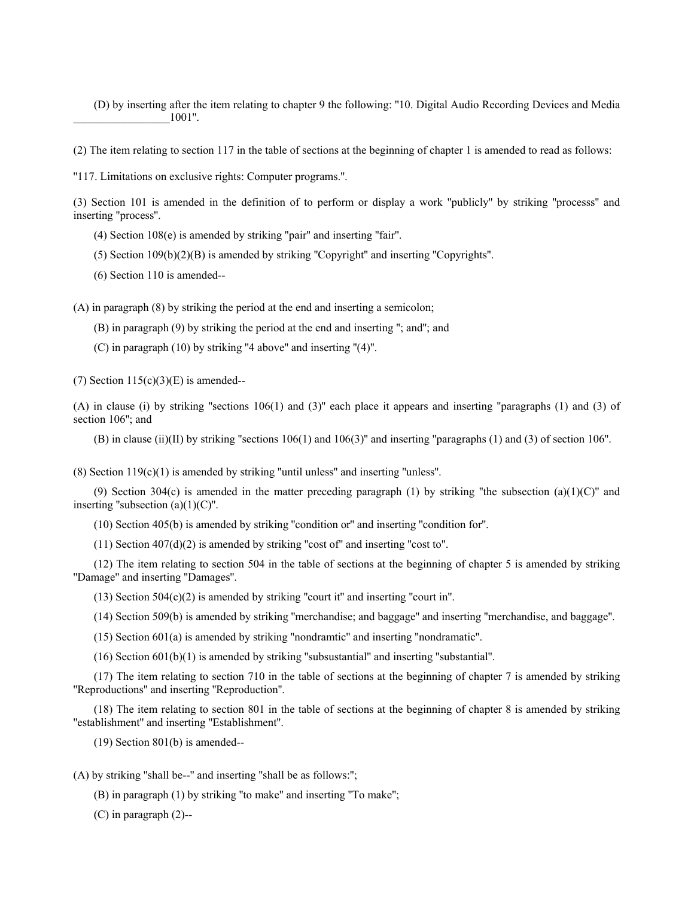(D) by inserting after the item relating to chapter 9 the following: "10. Digital Audio Recording Devices and Media __________________1001".

(2) The item relating to section 117 in the table of sections at the beginning of chapter 1 is amended to read as follows:

"117. Limitations on exclusive rights: Computer programs.".

(3) Section 101 is amended in the definition of to perform or display a work "publicly" by striking "processs" and inserting "process".

(4) Section 108(e) is amended by striking "pair" and inserting "fair".

(5) Section 109(b)(2)(B) is amended by striking "Copyright" and inserting "Copyrights".

(6) Section 110 is amended--

(A) in paragraph (8) by striking the period at the end and inserting a semicolon;

(B) in paragraph (9) by striking the period at the end and inserting "; and"; and

(C) in paragraph (10) by striking "4 above" and inserting "(4)".

(7) Section 115(c)(3)(E) is amended--

(A) in clause (i) by striking "sections 106(1) and (3)" each place it appears and inserting "paragraphs (1) and (3) of section 106"; and

(B) in clause (ii)(II) by striking "sections 106(1) and 106(3)" and inserting "paragraphs (1) and (3) of section 106".

(8) Section 119(c)(1) is amended by striking "until unless" and inserting "unless".

(9) Section 304(c) is amended in the matter preceding paragraph (1) by striking "the subsection (a)(1)(C)" and inserting "subsection (a)(1)(C)".

(10) Section 405(b) is amended by striking "condition or" and inserting "condition for".

(11) Section 407(d)(2) is amended by striking "cost of" and inserting "cost to".

(12) The item relating to section 504 in the table of sections at the beginning of chapter 5 is amended by striking "Damage" and inserting "Damages".

(13) Section 504(c)(2) is amended by striking "court it" and inserting "court in".

(14) Section 509(b) is amended by striking "merchandise; and baggage" and inserting "merchandise, and baggage".

(15) Section 601(a) is amended by striking "nondramtic" and inserting "nondramatic".

(16) Section 601(b)(1) is amended by striking "subsustantial" and inserting "substantial".

(17) The item relating to section 710 in the table of sections at the beginning of chapter 7 is amended by striking "Reproductions" and inserting "Reproduction".

(18) The item relating to section 801 in the table of sections at the beginning of chapter 8 is amended by striking "establishment" and inserting "Establishment".

(19) Section 801(b) is amended--

(A) by striking "shall be--" and inserting "shall be as follows:";

(B) in paragraph (1) by striking "to make" and inserting "To make";

(C) in paragraph (2)--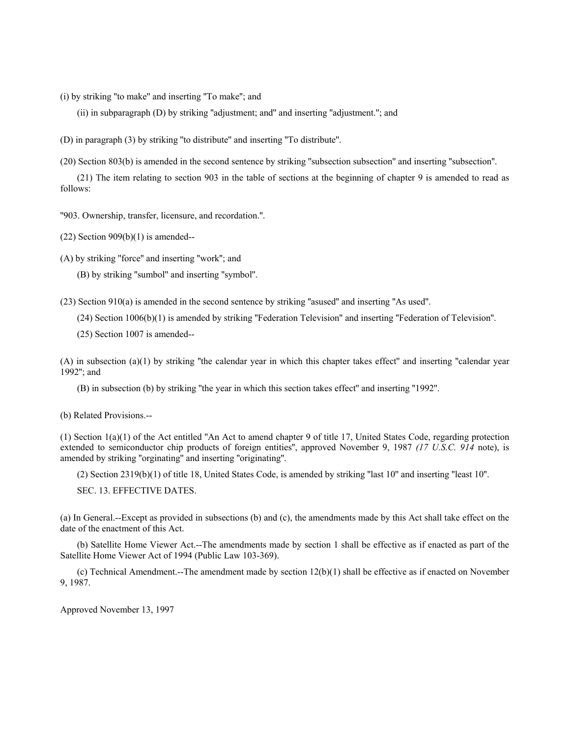(i) by striking "to make" and inserting "To make"; and

(ii) in subparagraph (D) by striking "adjustment; and" and inserting "adjustment."; and

(D) in paragraph (3) by striking "to distribute" and inserting "To distribute".

(20) Section 803(b) is amended in the second sentence by striking "subsection subsection" and inserting "subsection".

(21) The item relating to section 903 in the table of sections at the beginning of chapter 9 is amended to read as follows:

"903. Ownership, transfer, licensure, and recordation.".

(22) Section 909(b)(1) is amended--

(A) by striking "force" and inserting "work"; and

(B) by striking "sumbol" and inserting "symbol".

(23) Section 910(a) is amended in the second sentence by striking "asused" and inserting "As used".

(24) Section 1006(b)(1) is amended by striking "Federation Television" and inserting "Federation of Television".

(25) Section 1007 is amended--

(A) in subsection (a)(1) by striking "the calendar year in which this chapter takes effect" and inserting "calendar year 1992"; and

(B) in subsection (b) by striking "the year in which this section takes effect" and inserting "1992".

(b) Related Provisions.--

(1) Section 1(a)(1) of the Act entitled "An Act to amend chapter 9 of title 17, United States Code, regarding protection extended to semiconductor chip products of foreign entities", approved November 9, 1987 *(17 U.S.C. 914* note), is amended by striking "orginating" and inserting "originating".

(2) Section 2319(b)(1) of title 18, United States Code, is amended by striking "last 10" and inserting "least 10".

SEC. 13. EFFECTIVE DATES.

(a) In General.--Except as provided in subsections (b) and (c), the amendments made by this Act shall take effect on the date of the enactment of this Act.

(b) Satellite Home Viewer Act.--The amendments made by section 1 shall be effective as if enacted as part of the Satellite Home Viewer Act of 1994 (Public Law 103-369).

(c) Technical Amendment.--The amendment made by section 12(b)(1) shall be effective as if enacted on November 9, 1987.

Approved November 13, 1997